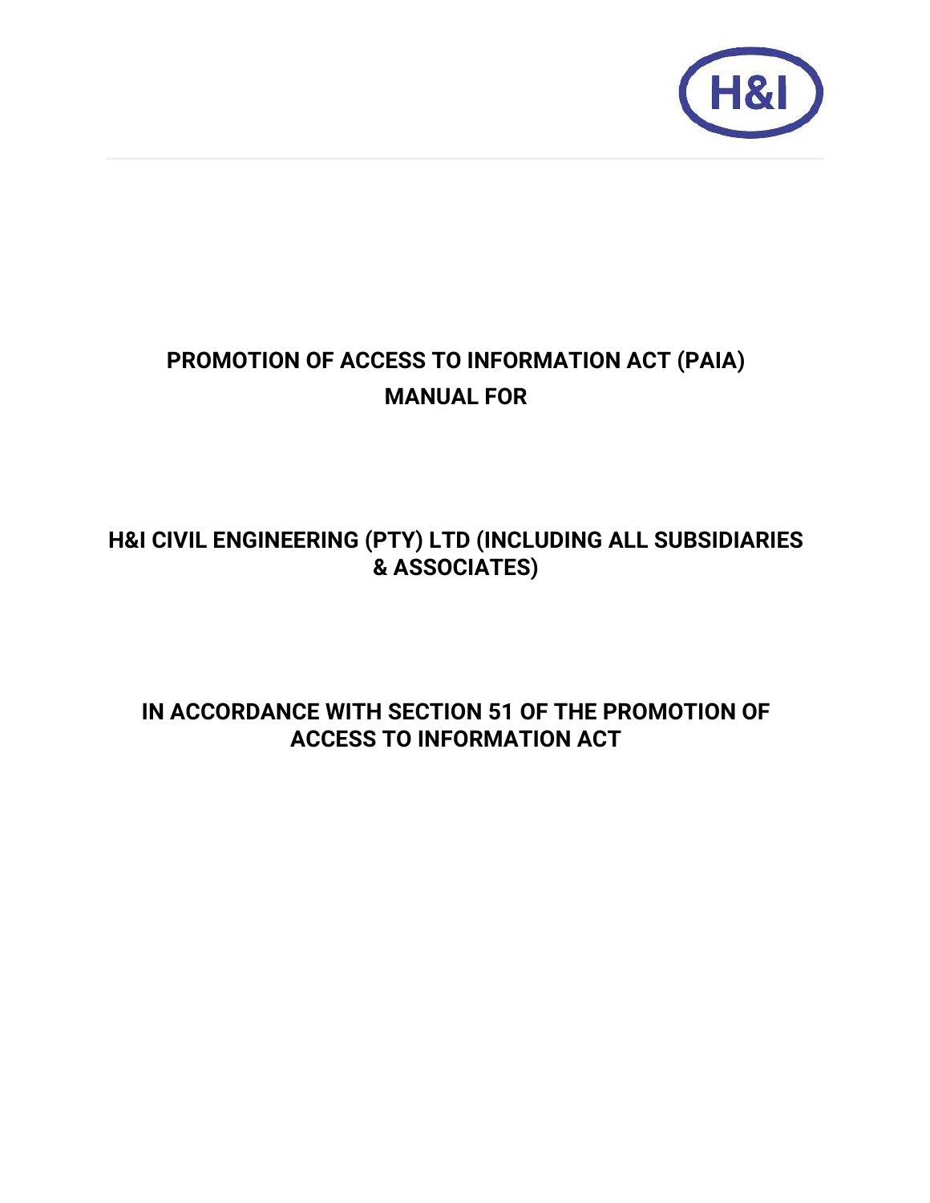# PROMOTION OF ACCESS TO INFORMATION ACT (PAIA) MANUAL FOR

# H&I CIVIL ENGINEERING (PTY) LTD (INCLUDING ALL SUBSIDIARIES & ASSOCIATES)

## IN ACCORDANCE WITH SECTION 51 OF THE PROMOTION OF ACCESS TO INFORMATION ACT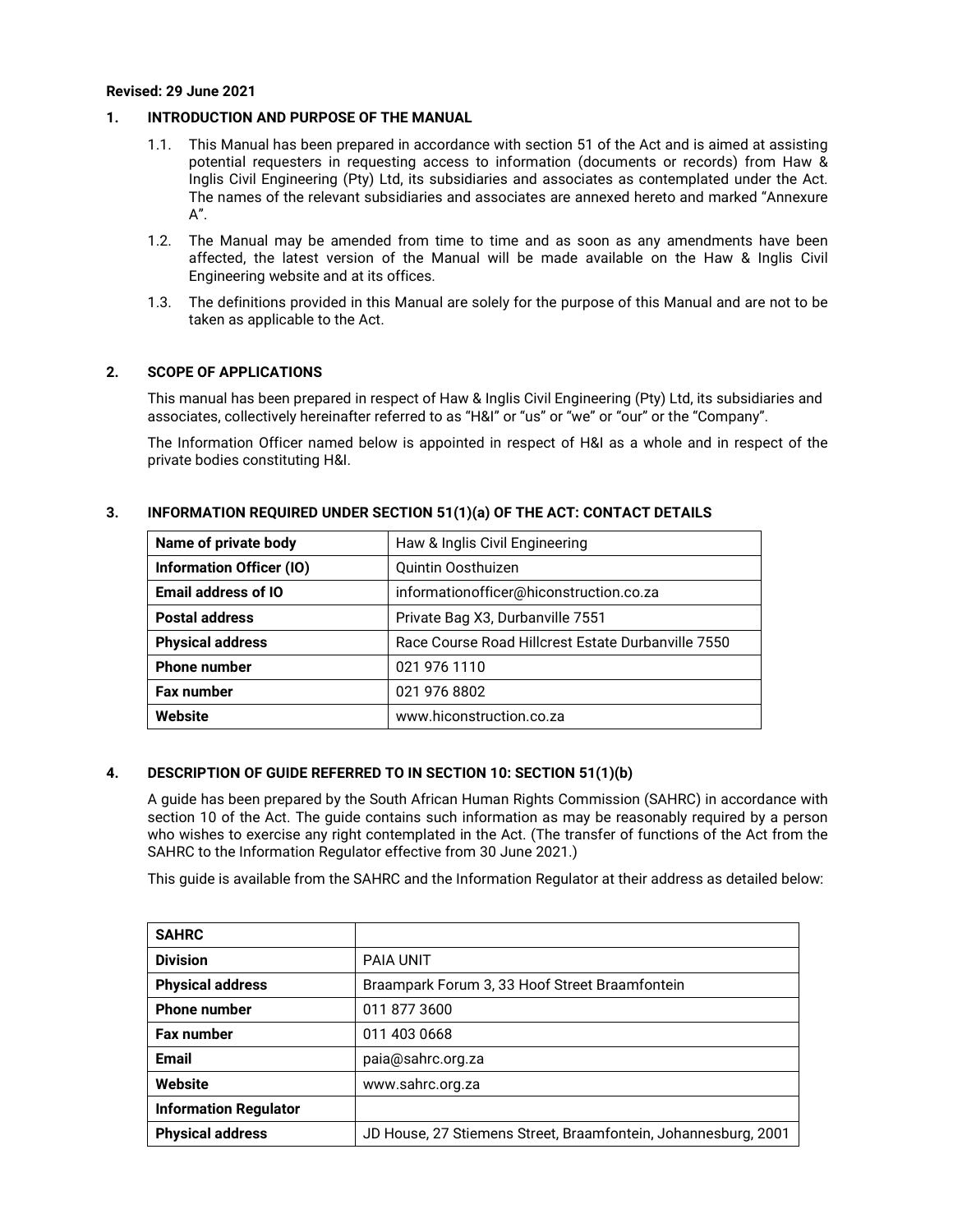**Revised: 29 June 2021**

## 1. INTRODUCTION AND PURPOSE OF THE MANUAL

1.1. This Manual has been prepared in accordance with section 51 of the Act and is aimed at assisting potential requesters in requesting access to information (documents or records) from Haw & Inglis Civil Engineering (Pty) Ltd, its subsidiaries and associates as contemplated under the Act. The names of the relevant subsidiaries and associates are annexed hereto and marked "Annexure A".

1.2. The Manual may be amended from time to time and as soon as any amendments have been affected, the latest version of the Manual will be made available on the Haw & Inglis Civil Engineering website and at its offices.

1.3. The definitions provided in this Manual are solely for the purpose of this Manual and are not to be taken as applicable to the Act.

## 2. SCOPE OF APPLICATIONS

This manual has been prepared in respect of Haw & Inglis Civil Engineering (Pty) Ltd, its subsidiaries and associates, collectively hereinafter referred to as "H&I" or "us" or "we" or "our" or the "Company".

The Information Officer named below is appointed in respect of H&I as a whole and in respect of the private bodies constituting H&I.

## 3. INFORMATION REQUIRED UNDER SECTION 51(1)(a) OF THE ACT: CONTACT DETAILS

| **Name of private body** | Haw & Inglis Civil Engineering |
|---|---|
| **Information Officer (IO)** | Quintin Oosthuizen |
| **Email address of IO** | informationofficer@hiconstruction.co.za |
| **Postal address** | Private Bag X3, Durbanville 7551 |
| **Physical address** | Race Course Road Hillcrest Estate Durbanville 7550 |
| **Phone number** | 021 976 1110 |
| **Fax number** | 021 976 8802 |
| **Website** | www.hiconstruction.co.za |

## 4. DESCRIPTION OF GUIDE REFERRED TO IN SECTION 10: SECTION 51(1)(b)

A guide has been prepared by the South African Human Rights Commission (SAHRC) in accordance with section 10 of the Act. The guide contains such information as may be reasonably required by a person who wishes to exercise any right contemplated in the Act. (The transfer of functions of the Act from the SAHRC to the Information Regulator effective from 30 June 2021.)

This guide is available from the SAHRC and the Information Regulator at their address as detailed below:

| **SAHRC** | |
|---|---|
| **Division** | PAIA UNIT |
| **Physical address** | Braampark Forum 3, 33 Hoof Street Braamfontein |
| **Phone number** | 011 877 3600 |
| **Fax number** | 011 403 0668 |
| **Email** | paia@sahrc.org.za |
| **Website** | www.sahrc.org.za |
| **Information Regulator** | |
| **Physical address** | JD House, 27 Stiemens Street, Braamfontein, Johannesburg, 2001 |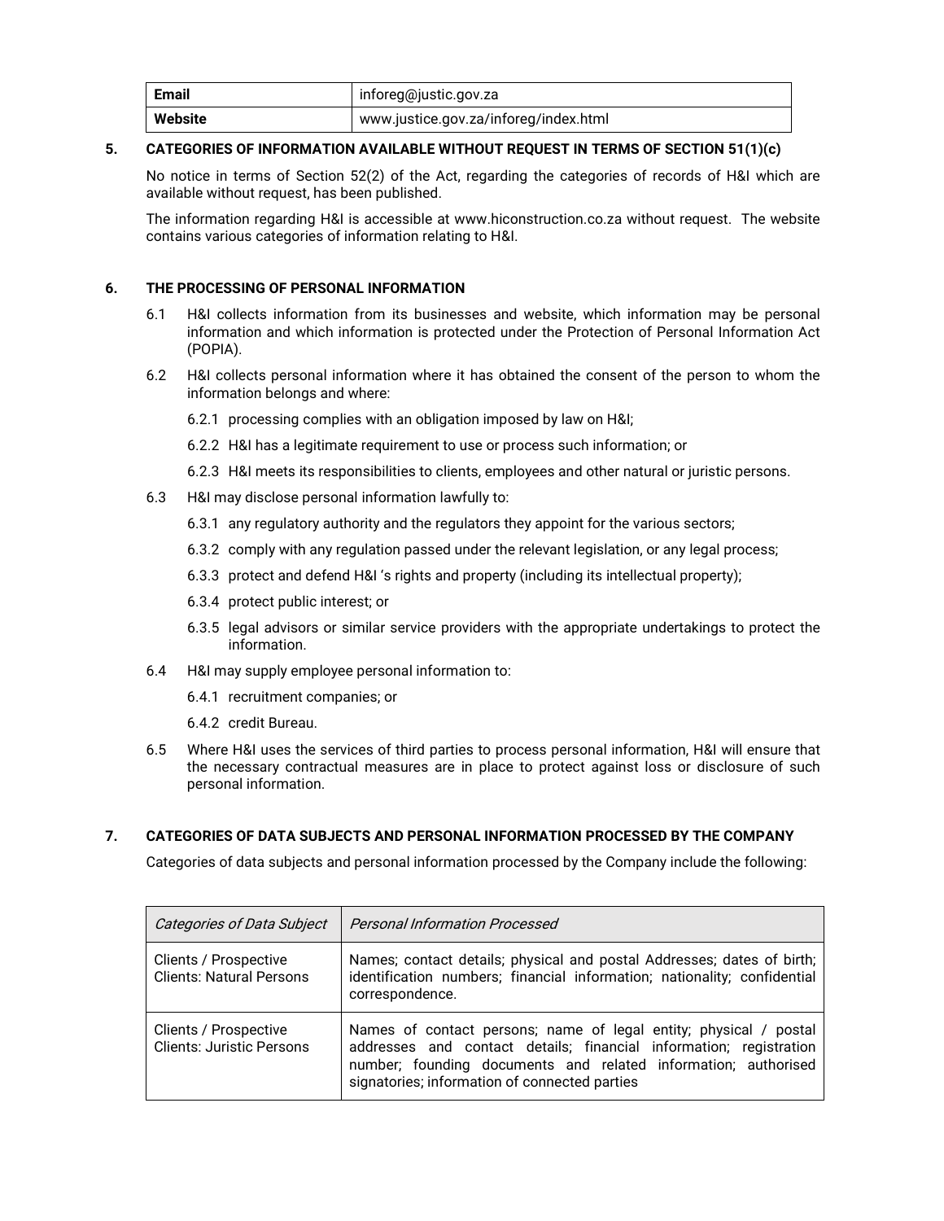| Email | inforeg@justic.gov.za |
|---|---|
| Website | www.justice.gov.za/inforeg/index.html |

## 5. CATEGORIES OF INFORMATION AVAILABLE WITHOUT REQUEST IN TERMS OF SECTION 51(1)(c)

No notice in terms of Section 52(2) of the Act, regarding the categories of records of H&I which are available without request, has been published.

The information regarding H&I is accessible at www.hiconstruction.co.za without request. The website contains various categories of information relating to H&I.

## 6. THE PROCESSING OF PERSONAL INFORMATION

6.1 H&I collects information from its businesses and website, which information may be personal information and which information is protected under the Protection of Personal Information Act (POPIA).

6.2 H&I collects personal information where it has obtained the consent of the person to whom the information belongs and where:

6.2.1 processing complies with an obligation imposed by law on H&I;

6.2.2 H&I has a legitimate requirement to use or process such information; or

6.2.3 H&I meets its responsibilities to clients, employees and other natural or juristic persons.

6.3 H&I may disclose personal information lawfully to:

6.3.1 any regulatory authority and the regulators they appoint for the various sectors;

6.3.2 comply with any regulation passed under the relevant legislation, or any legal process;

6.3.3 protect and defend H&I 's rights and property (including its intellectual property);

6.3.4 protect public interest; or

6.3.5 legal advisors or similar service providers with the appropriate undertakings to protect the information.

6.4 H&I may supply employee personal information to:

6.4.1 recruitment companies; or

6.4.2 credit Bureau.

6.5 Where H&I uses the services of third parties to process personal information, H&I will ensure that the necessary contractual measures are in place to protect against loss or disclosure of such personal information.

## 7. CATEGORIES OF DATA SUBJECTS AND PERSONAL INFORMATION PROCESSED BY THE COMPANY

Categories of data subjects and personal information processed by the Company include the following:

| *Categories of Data Subject* | *Personal Information Processed* |
|---|---|
| Clients / Prospective Clients: Natural Persons | Names; contact details; physical and postal Addresses; dates of birth; identification numbers; financial information; nationality; confidential correspondence. |
| Clients / Prospective Clients: Juristic Persons | Names of contact persons; name of legal entity; physical / postal addresses and contact details; financial information; registration number; founding documents and related information; authorised signatories; information of connected parties |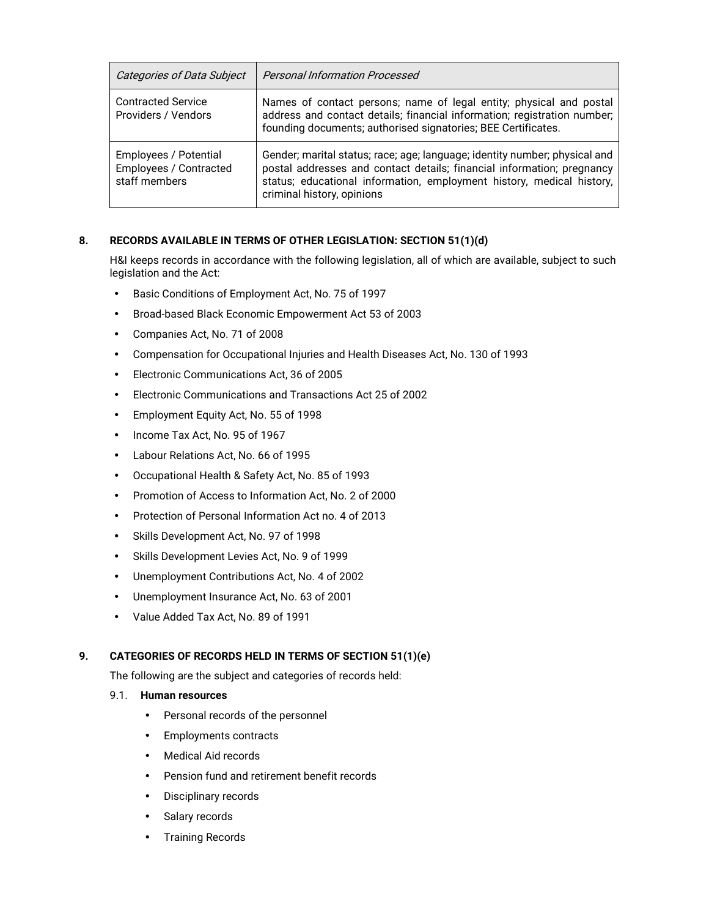| *Categories of Data Subject* | *Personal Information Processed* |
|---|---|
| Contracted Service Providers / Vendors | Names of contact persons; name of legal entity; physical and postal address and contact details; financial information; registration number; founding documents; authorised signatories; BEE Certificates. |
| Employees / Potential Employees / Contracted staff members | Gender; marital status; race; age; language; identity number; physical and postal addresses and contact details; financial information; pregnancy status; educational information, employment history, medical history, criminal history, opinions |

## 8. RECORDS AVAILABLE IN TERMS OF OTHER LEGISLATION: SECTION 51(1)(d)

H&I keeps records in accordance with the following legislation, all of which are available, subject to such legislation and the Act:

- Basic Conditions of Employment Act, No. 75 of 1997
- Broad-based Black Economic Empowerment Act 53 of 2003
- Companies Act, No. 71 of 2008
- Compensation for Occupational Injuries and Health Diseases Act, No. 130 of 1993
- Electronic Communications Act, 36 of 2005
- Electronic Communications and Transactions Act 25 of 2002
- Employment Equity Act, No. 55 of 1998
- Income Tax Act, No. 95 of 1967
- Labour Relations Act, No. 66 of 1995
- Occupational Health & Safety Act, No. 85 of 1993
- Promotion of Access to Information Act, No. 2 of 2000
- Protection of Personal Information Act no. 4 of 2013
- Skills Development Act, No. 97 of 1998
- Skills Development Levies Act, No. 9 of 1999
- Unemployment Contributions Act, No. 4 of 2002
- Unemployment Insurance Act, No. 63 of 2001
- Value Added Tax Act, No. 89 of 1991

## 9. CATEGORIES OF RECORDS HELD IN TERMS OF SECTION 51(1)(e)

The following are the subject and categories of records held:

### 9.1. Human resources

- Personal records of the personnel
- Employments contracts
- Medical Aid records
- Pension fund and retirement benefit records
- Disciplinary records
- Salary records
- Training Records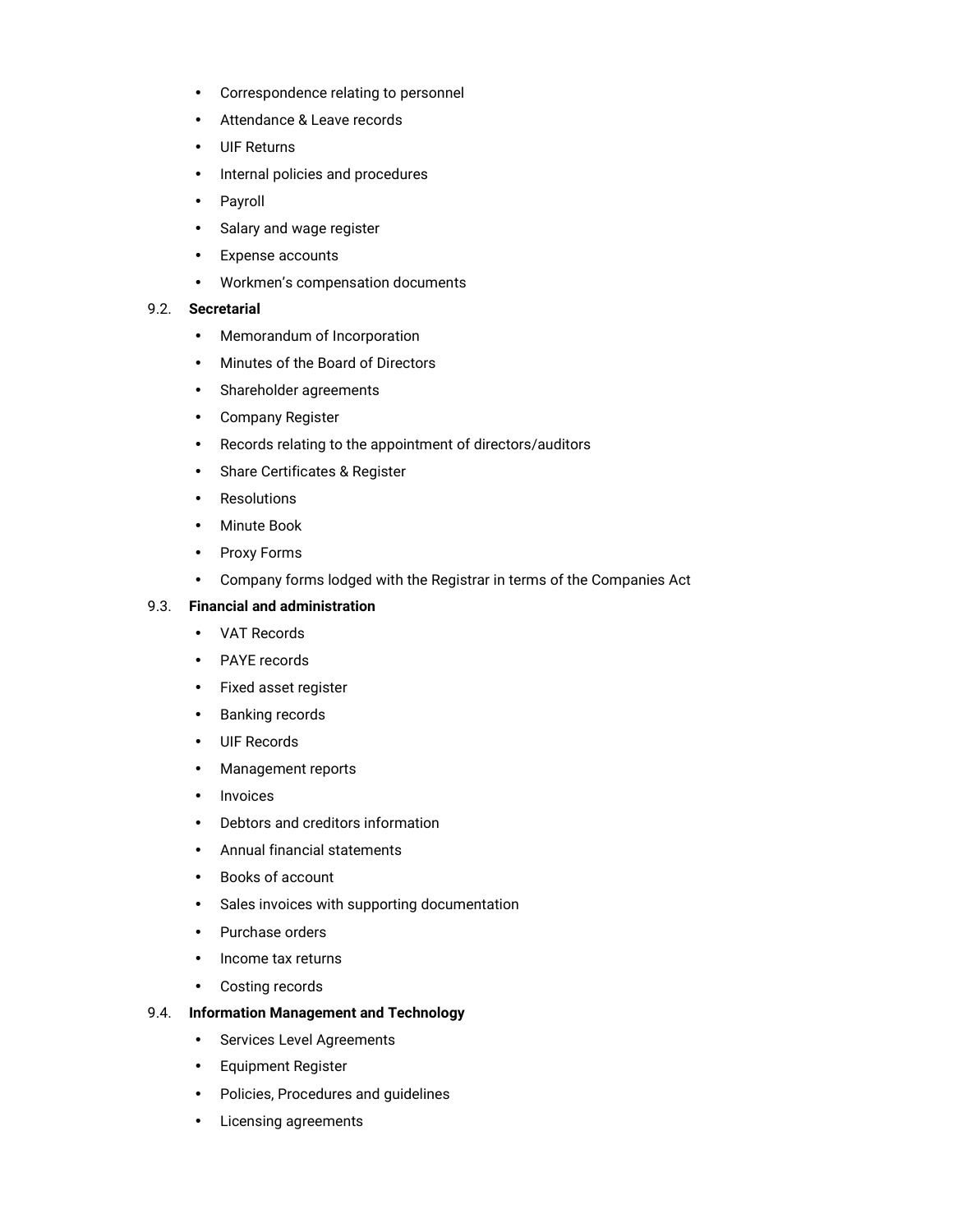- Correspondence relating to personnel
- Attendance & Leave records
- UIF Returns
- Internal policies and procedures
- Payroll
- Salary and wage register
- Expense accounts
- Workmen's compensation documents

9.2. **Secretarial**

- Memorandum of Incorporation
- Minutes of the Board of Directors
- Shareholder agreements
- Company Register
- Records relating to the appointment of directors/auditors
- Share Certificates & Register
- Resolutions
- Minute Book
- Proxy Forms
- Company forms lodged with the Registrar in terms of the Companies Act

9.3. **Financial and administration**

- VAT Records
- PAYE records
- Fixed asset register
- Banking records
- UIF Records
- Management reports
- Invoices
- Debtors and creditors information
- Annual financial statements
- Books of account
- Sales invoices with supporting documentation
- Purchase orders
- Income tax returns
- Costing records

9.4. **Information Management and Technology**

- Services Level Agreements
- Equipment Register
- Policies, Procedures and guidelines
- Licensing agreements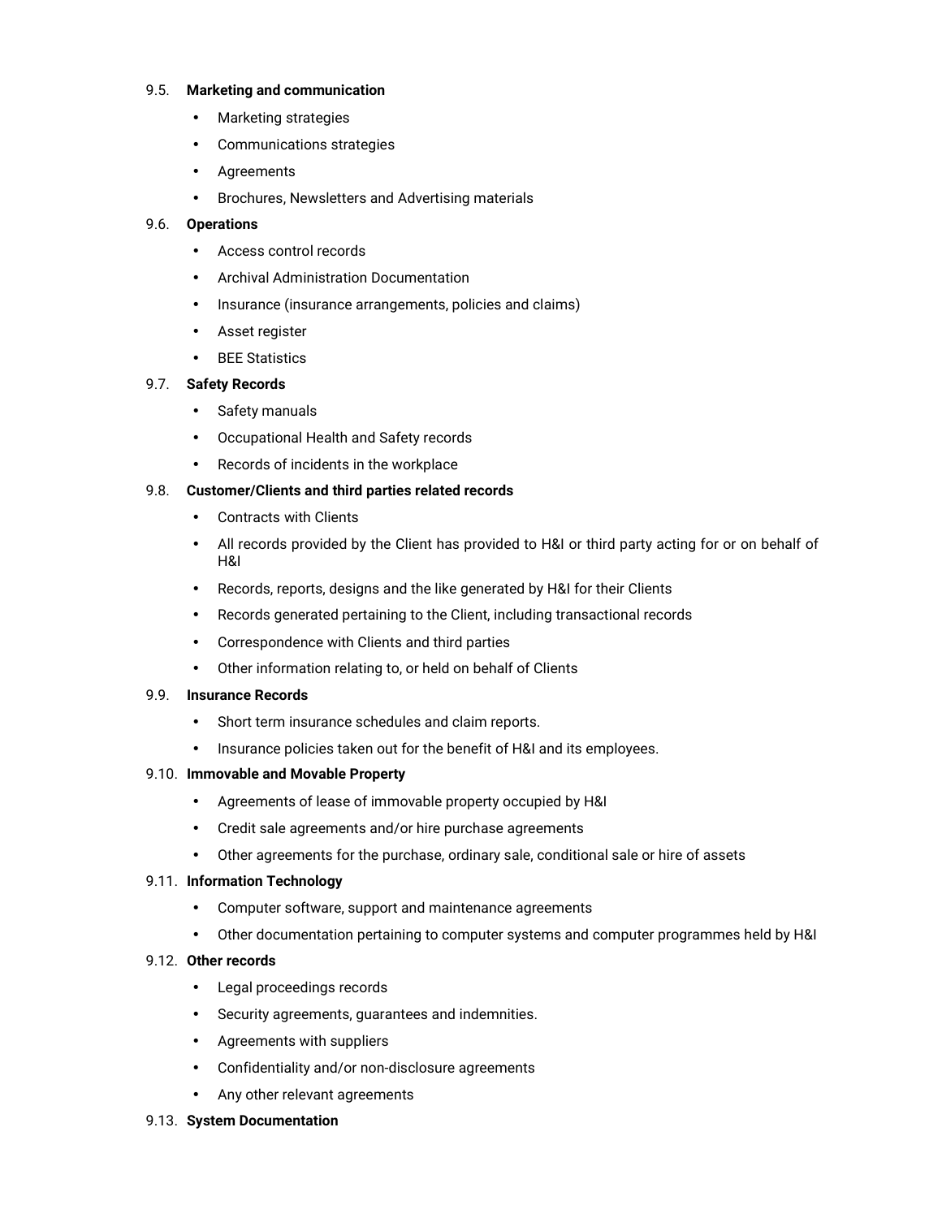9.5. **Marketing and communication**

- Marketing strategies
- Communications strategies
- Agreements
- Brochures, Newsletters and Advertising materials

9.6. **Operations**

- Access control records
- Archival Administration Documentation
- Insurance (insurance arrangements, policies and claims)
- Asset register
- BEE Statistics

9.7. **Safety Records**

- Safety manuals
- Occupational Health and Safety records
- Records of incidents in the workplace

9.8. **Customer/Clients and third parties related records**

- Contracts with Clients
- All records provided by the Client has provided to H&I or third party acting for or on behalf of H&I
- Records, reports, designs and the like generated by H&I for their Clients
- Records generated pertaining to the Client, including transactional records
- Correspondence with Clients and third parties
- Other information relating to, or held on behalf of Clients

9.9. **Insurance Records**

- Short term insurance schedules and claim reports.
- Insurance policies taken out for the benefit of H&I and its employees.

9.10. **Immovable and Movable Property**

- Agreements of lease of immovable property occupied by H&I
- Credit sale agreements and/or hire purchase agreements
- Other agreements for the purchase, ordinary sale, conditional sale or hire of assets

9.11. **Information Technology**

- Computer software, support and maintenance agreements
- Other documentation pertaining to computer systems and computer programmes held by H&I

9.12. **Other records**

- Legal proceedings records
- Security agreements, guarantees and indemnities.
- Agreements with suppliers
- Confidentiality and/or non-disclosure agreements
- Any other relevant agreements

9.13. **System Documentation**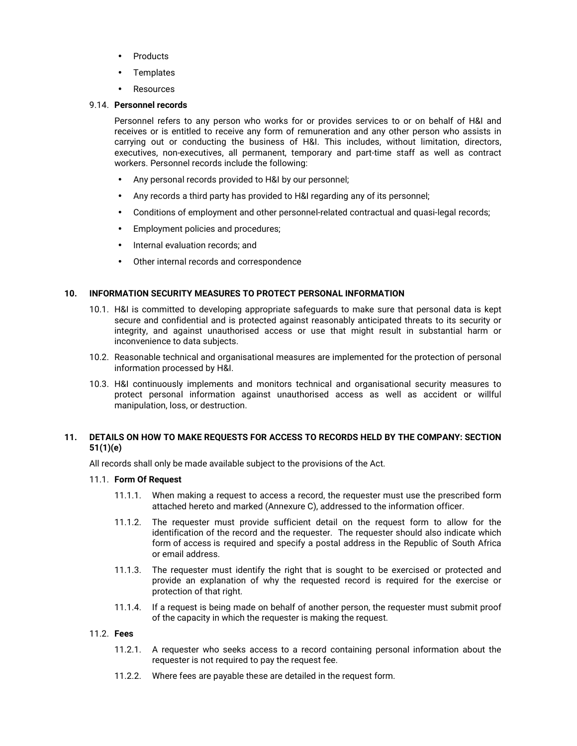- Products
- Templates
- Resources

9.14. **Personnel records**

Personnel refers to any person who works for or provides services to or on behalf of H&I and receives or is entitled to receive any form of remuneration and any other person who assists in carrying out or conducting the business of H&I. This includes, without limitation, directors, executives, non-executives, all permanent, temporary and part-time staff as well as contract workers. Personnel records include the following:

- Any personal records provided to H&I by our personnel;
- Any records a third party has provided to H&I regarding any of its personnel;
- Conditions of employment and other personnel-related contractual and quasi-legal records;
- Employment policies and procedures;
- Internal evaluation records; and
- Other internal records and correspondence

## 10. INFORMATION SECURITY MEASURES TO PROTECT PERSONAL INFORMATION

10.1. H&I is committed to developing appropriate safeguards to make sure that personal data is kept secure and confidential and is protected against reasonably anticipated threats to its security or integrity, and against unauthorised access or use that might result in substantial harm or inconvenience to data subjects.

10.2. Reasonable technical and organisational measures are implemented for the protection of personal information processed by H&I.

10.3. H&I continuously implements and monitors technical and organisational security measures to protect personal information against unauthorised access as well as accident or willful manipulation, loss, or destruction.

## 11. DETAILS ON HOW TO MAKE REQUESTS FOR ACCESS TO RECORDS HELD BY THE COMPANY: SECTION 51(1)(e)

All records shall only be made available subject to the provisions of the Act.

11.1. **Form Of Request**

11.1.1. When making a request to access a record, the requester must use the prescribed form attached hereto and marked (Annexure C), addressed to the information officer.

11.1.2. The requester must provide sufficient detail on the request form to allow for the identification of the record and the requester. The requester should also indicate which form of access is required and specify a postal address in the Republic of South Africa or email address.

11.1.3. The requester must identify the right that is sought to be exercised or protected and provide an explanation of why the requested record is required for the exercise or protection of that right.

11.1.4. If a request is being made on behalf of another person, the requester must submit proof of the capacity in which the requester is making the request.

11.2. **Fees**

11.2.1. A requester who seeks access to a record containing personal information about the requester is not required to pay the request fee.

11.2.2. Where fees are payable these are detailed in the request form.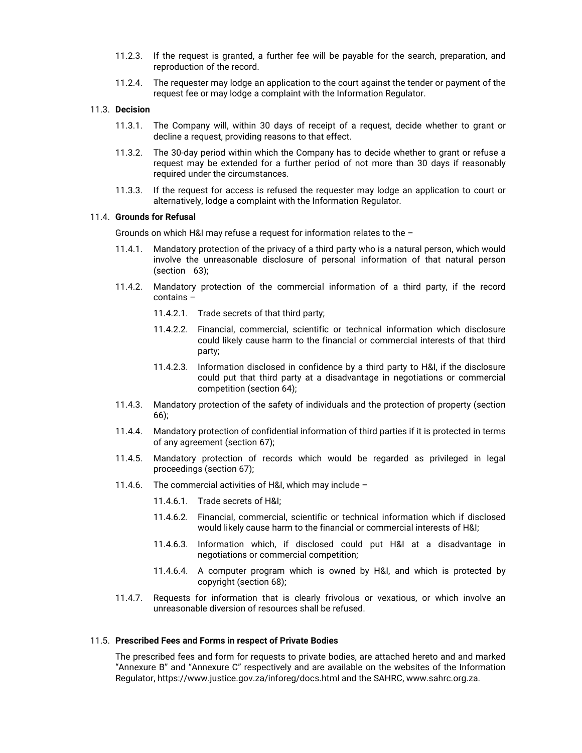11.2.3. If the request is granted, a further fee will be payable for the search, preparation, and reproduction of the record.

11.2.4. The requester may lodge an application to the court against the tender or payment of the request fee or may lodge a complaint with the Information Regulator.

11.3. **Decision**

11.3.1. The Company will, within 30 days of receipt of a request, decide whether to grant or decline a request, providing reasons to that effect.

11.3.2. The 30-day period within which the Company has to decide whether to grant or refuse a request may be extended for a further period of not more than 30 days if reasonably required under the circumstances.

11.3.3. If the request for access is refused the requester may lodge an application to court or alternatively, lodge a complaint with the Information Regulator.

11.4. **Grounds for Refusal**

Grounds on which H&I may refuse a request for information relates to the –

11.4.1. Mandatory protection of the privacy of a third party who is a natural person, which would involve the unreasonable disclosure of personal information of that natural person (section 63);

11.4.2. Mandatory protection of the commercial information of a third party, if the record contains –

11.4.2.1. Trade secrets of that third party;

11.4.2.2. Financial, commercial, scientific or technical information which disclosure could likely cause harm to the financial or commercial interests of that third party;

11.4.2.3. Information disclosed in confidence by a third party to H&I, if the disclosure could put that third party at a disadvantage in negotiations or commercial competition (section 64);

11.4.3. Mandatory protection of the safety of individuals and the protection of property (section 66);

11.4.4. Mandatory protection of confidential information of third parties if it is protected in terms of any agreement (section 67);

11.4.5. Mandatory protection of records which would be regarded as privileged in legal proceedings (section 67);

11.4.6. The commercial activities of H&I, which may include –

11.4.6.1. Trade secrets of H&I;

11.4.6.2. Financial, commercial, scientific or technical information which if disclosed would likely cause harm to the financial or commercial interests of H&I;

11.4.6.3. Information which, if disclosed could put H&I at a disadvantage in negotiations or commercial competition;

11.4.6.4. A computer program which is owned by H&I, and which is protected by copyright (section 68);

11.4.7. Requests for information that is clearly frivolous or vexatious, or which involve an unreasonable diversion of resources shall be refused.

11.5. **Prescribed Fees and Forms in respect of Private Bodies**

The prescribed fees and form for requests to private bodies, are attached hereto and and marked "Annexure B" and "Annexure C" respectively and are available on the websites of the Information Regulator, https://www.justice.gov.za/inforeg/docs.html and the SAHRC, www.sahrc.org.za.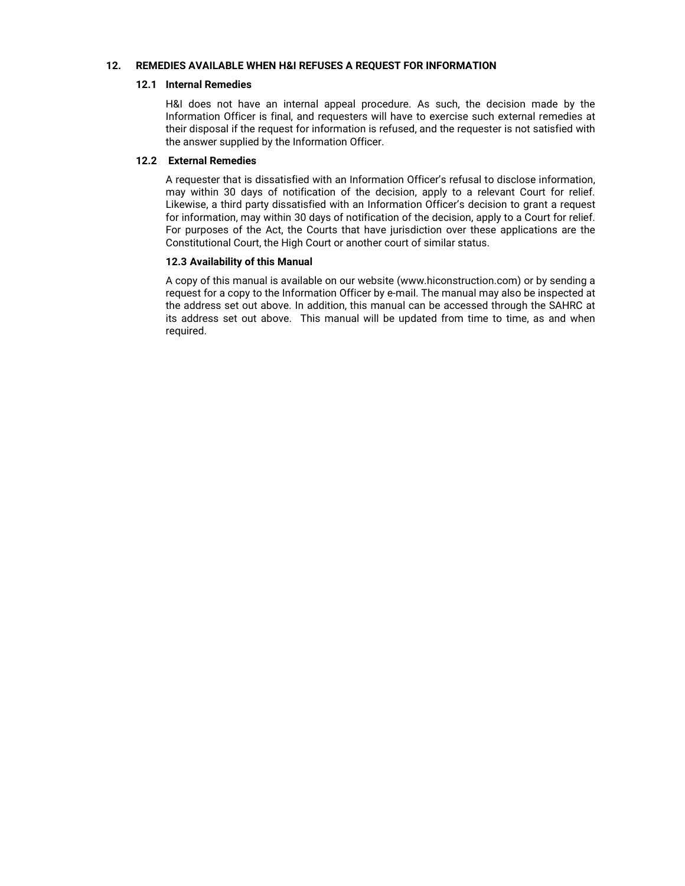## 12. REMEDIES AVAILABLE WHEN H&I REFUSES A REQUEST FOR INFORMATION

### 12.1 Internal Remedies

H&I does not have an internal appeal procedure. As such, the decision made by the Information Officer is final, and requesters will have to exercise such external remedies at their disposal if the request for information is refused, and the requester is not satisfied with the answer supplied by the Information Officer.

### 12.2 External Remedies

A requester that is dissatisfied with an Information Officer's refusal to disclose information, may within 30 days of notification of the decision, apply to a relevant Court for relief. Likewise, a third party dissatisfied with an Information Officer's decision to grant a request for information, may within 30 days of notification of the decision, apply to a Court for relief. For purposes of the Act, the Courts that have jurisdiction over these applications are the Constitutional Court, the High Court or another court of similar status.

### 12.3 Availability of this Manual

A copy of this manual is available on our website (www.hiconstruction.com) or by sending a request for a copy to the Information Officer by e-mail. The manual may also be inspected at the address set out above. In addition, this manual can be accessed through the SAHRC at its address set out above. This manual will be updated from time to time, as and when required.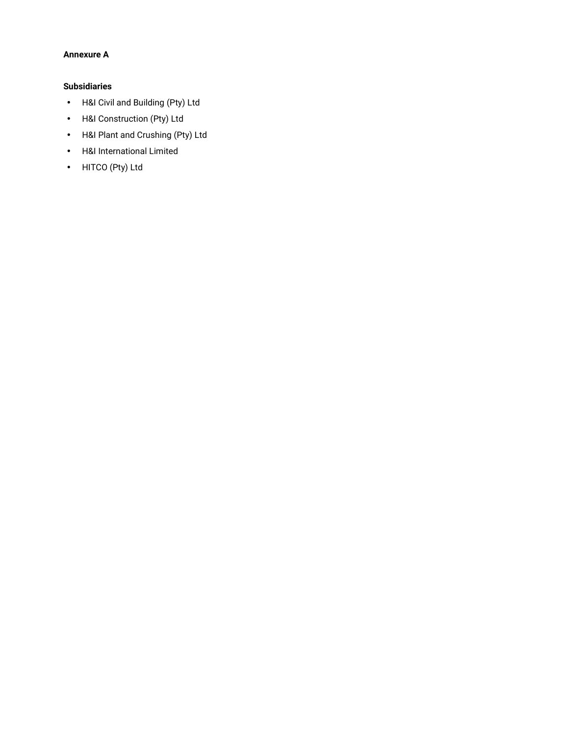**Annexure A**

**Subsidiaries**

- H&I Civil and Building (Pty) Ltd
- H&I Construction (Pty) Ltd
- H&I Plant and Crushing (Pty) Ltd
- H&I International Limited
- HITCO (Pty) Ltd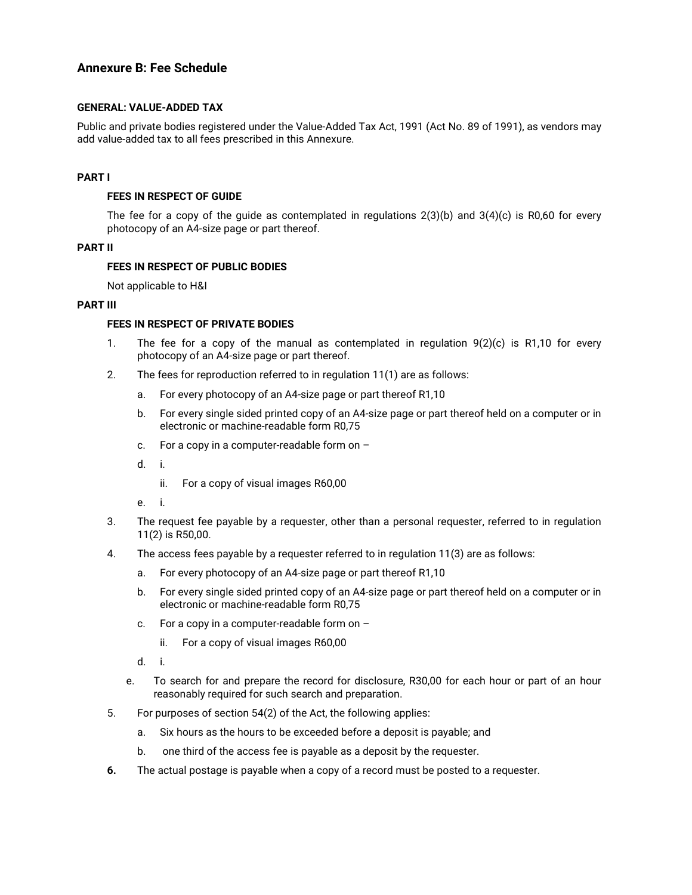## Annexure B: Fee Schedule

**GENERAL: VALUE-ADDED TAX**

Public and private bodies registered under the Value-Added Tax Act, 1991 (Act No. 89 of 1991), as vendors may add value-added tax to all fees prescribed in this Annexure.

**PART I**

**FEES IN RESPECT OF GUIDE**

The fee for a copy of the guide as contemplated in regulations 2(3)(b) and 3(4)(c) is R0,60 for every photocopy of an A4-size page or part thereof.

**PART II**

**FEES IN RESPECT OF PUBLIC BODIES**

Not applicable to H&I

**PART III**

**FEES IN RESPECT OF PRIVATE BODIES**

1. The fee for a copy of the manual as contemplated in regulation 9(2)(c) is R1,10 for every photocopy of an A4-size page or part thereof.
2. The fees for reproduction referred to in regulation 11(1) are as follows:
   a. For every photocopy of an A4-size page or part thereof R1,10
   b. For every single sided printed copy of an A4-size page or part thereof held on a computer or in electronic or machine-readable form R0,75
   c. For a copy in a computer-readable form on –
   d. i.
      ii. For a copy of visual images R60,00
   e. i.
3. The request fee payable by a requester, other than a personal requester, referred to in regulation 11(2) is R50,00.
4. The access fees payable by a requester referred to in regulation 11(3) are as follows:
   a. For every photocopy of an A4-size page or part thereof R1,10
   b. For every single sided printed copy of an A4-size page or part thereof held on a computer or in electronic or machine-readable form R0,75
   c. For a copy in a computer-readable form on –
      ii. For a copy of visual images R60,00
   d. i.
   e. To search for and prepare the record for disclosure, R30,00 for each hour or part of an hour reasonably required for such search and preparation.
5. For purposes of section 54(2) of the Act, the following applies:
   a. Six hours as the hours to be exceeded before a deposit is payable; and
   b. one third of the access fee is payable as a deposit by the requester.
6. The actual postage is payable when a copy of a record must be posted to a requester.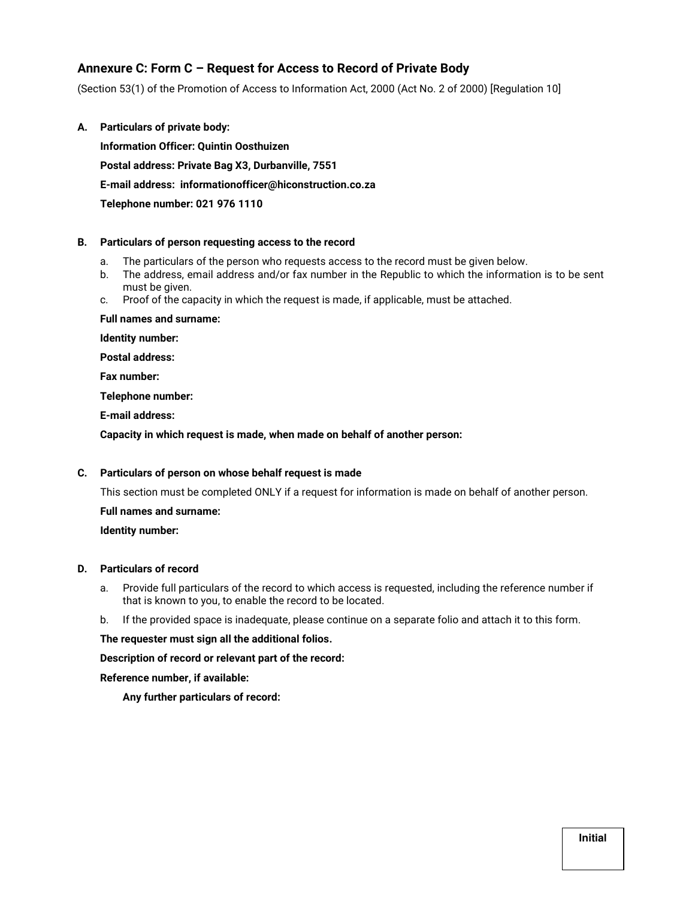## Annexure C: Form C – Request for Access to Record of Private Body

(Section 53(1) of the Promotion of Access to Information Act, 2000 (Act No. 2 of 2000) [Regulation 10]

**A. Particulars of private body:**

**Information Officer: Quintin Oosthuizen**

**Postal address: Private Bag X3, Durbanville, 7551**

**E-mail address: informationofficer@hiconstruction.co.za**

**Telephone number: 021 976 1110**

**B. Particulars of person requesting access to the record**

a. The particulars of the person who requests access to the record must be given below.
b. The address, email address and/or fax number in the Republic to which the information is to be sent must be given.
c. Proof of the capacity in which the request is made, if applicable, must be attached.

**Full names and surname:**

**Identity number:**

**Postal address:**

**Fax number:**

**Telephone number:**

**E-mail address:**

**Capacity in which request is made, when made on behalf of another person:**

**C. Particulars of person on whose behalf request is made**

This section must be completed ONLY if a request for information is made on behalf of another person.

**Full names and surname:**

**Identity number:**

**D. Particulars of record**

a. Provide full particulars of the record to which access is requested, including the reference number if that is known to you, to enable the record to be located.
b. If the provided space is inadequate, please continue on a separate folio and attach it to this form.

**The requester must sign all the additional folios.**

**Description of record or relevant part of the record:**

**Reference number, if available:**

**Any further particulars of record:**

| Initial |
|---|
| |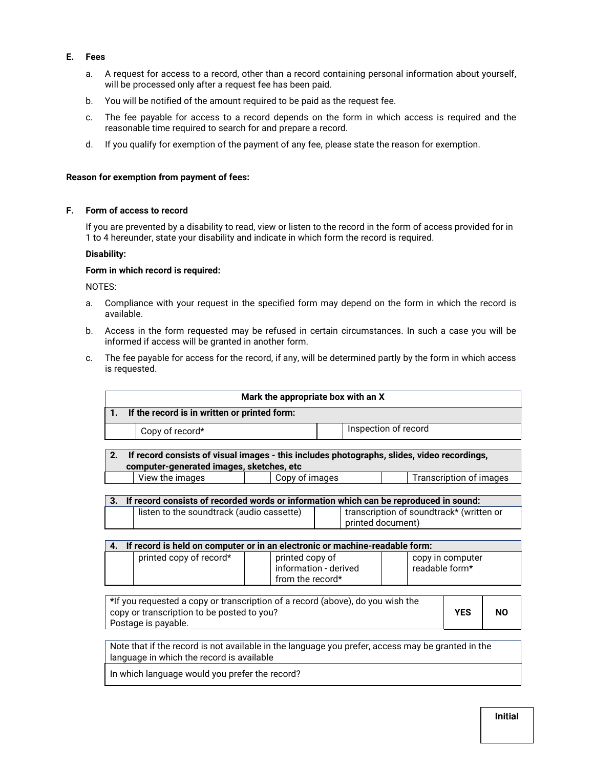## E. Fees

a. A request for access to a record, other than a record containing personal information about yourself, will be processed only after a request fee has been paid.

b. You will be notified of the amount required to be paid as the request fee.

c. The fee payable for access to a record depends on the form in which access is required and the reasonable time required to search for and prepare a record.

d. If you qualify for exemption of the payment of any fee, please state the reason for exemption.

**Reason for exemption from payment of fees:**

## F. Form of access to record

If you are prevented by a disability to read, view or listen to the record in the form of access provided for in 1 to 4 hereunder, state your disability and indicate in which form the record is required.

**Disability:**

**Form in which record is required:**

NOTES:

a. Compliance with your request in the specified form may depend on the form in which the record is available.

b. Access in the form requested may be refused in certain circumstances. In such a case you will be informed if access will be granted in another form.

c. The fee payable for access for the record, if any, will be determined partly by the form in which access is requested.

| **Mark the appropriate box with an X** | | | |
|---|---|---|---|
| **1. If the record is in written or printed form:** | | | |
| | Copy of record* | | Inspection of record |

| **2. If record consists of visual images - this includes photographs, slides, video recordings, computer-generated images, sketches, etc** | | | | | |
|---|---|---|---|---|---|
| | View the images | | Copy of images | | Transcription of images |

| **3. If record consists of recorded words or information which can be reproduced in sound:** | | | |
|---|---|---|---|
| | listen to the soundtrack (audio cassette) | | transcription of soundtrack* (written or printed document) |

| **4. If record is held on computer or in an electronic or machine-readable form:** | | | | | |
|---|---|---|---|---|---|
| | printed copy of record* | | printed copy of information - derived from the record* | | copy in computer readable form* |

| *If you requested a copy or transcription of a record (above), do you wish the copy or transcription to be posted to you? Postage is payable. | **YES** | **NO** |
|---|---|---|

| Note that if the record is not available in the language you prefer, access may be granted in the language in which the record is available |
|---|
| In which language would you prefer the record? |

| **Initial** |
|---|
| |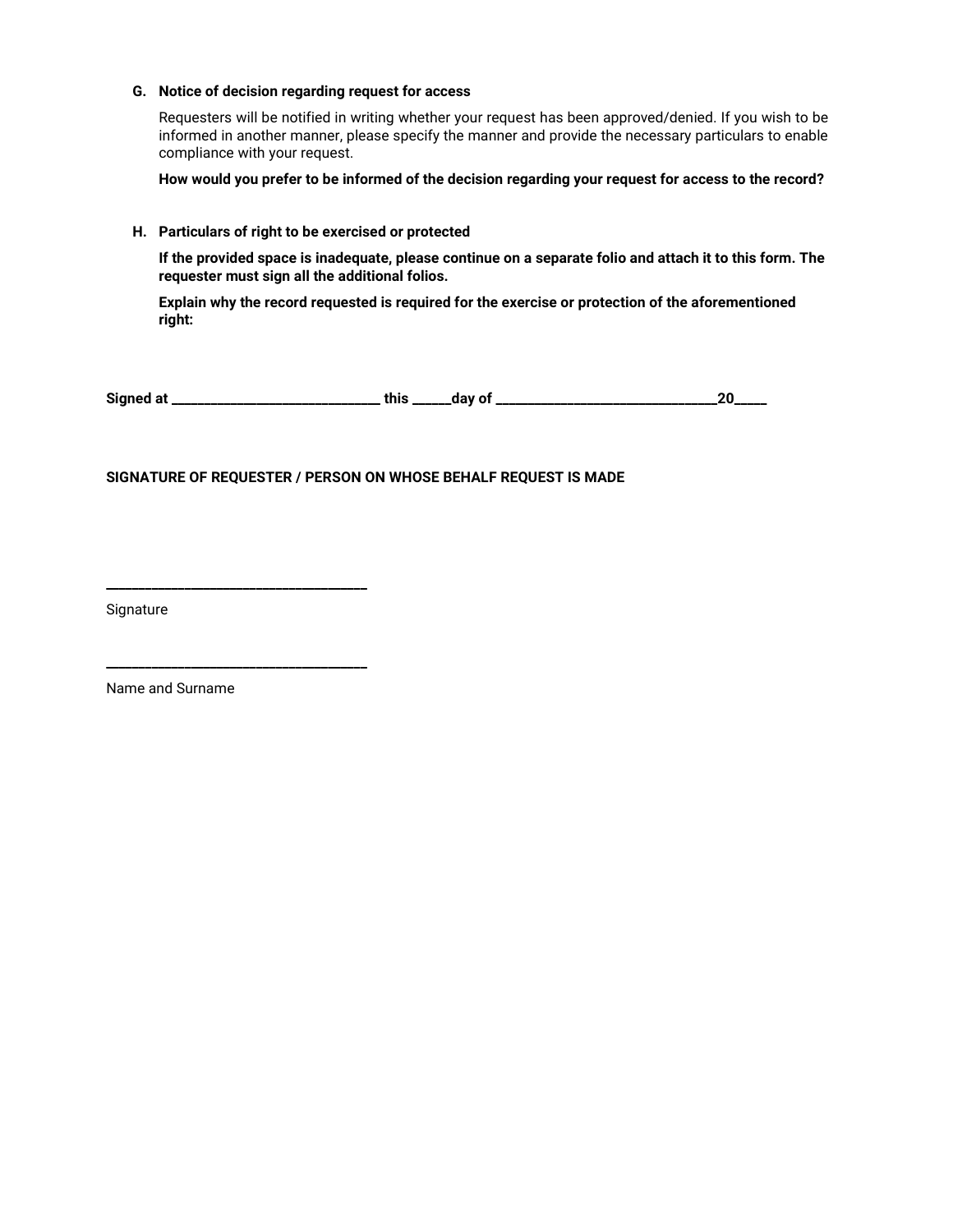**G. Notice of decision regarding request for access**

Requesters will be notified in writing whether your request has been approved/denied. If you wish to be informed in another manner, please specify the manner and provide the necessary particulars to enable compliance with your request.

**How would you prefer to be informed of the decision regarding your request for access to the record?**

**H. Particulars of right to be exercised or protected**

**If the provided space is inadequate, please continue on a separate folio and attach it to this form. The requester must sign all the additional folios.**

**Explain why the record requested is required for the exercise or protection of the aforementioned right:**

**Signed at ______________________________ this ______day of ________________________________20_____**

**SIGNATURE OF REQUESTER / PERSON ON WHOSE BEHALF REQUEST IS MADE**

______________________________________

Signature

______________________________________

Name and Surname